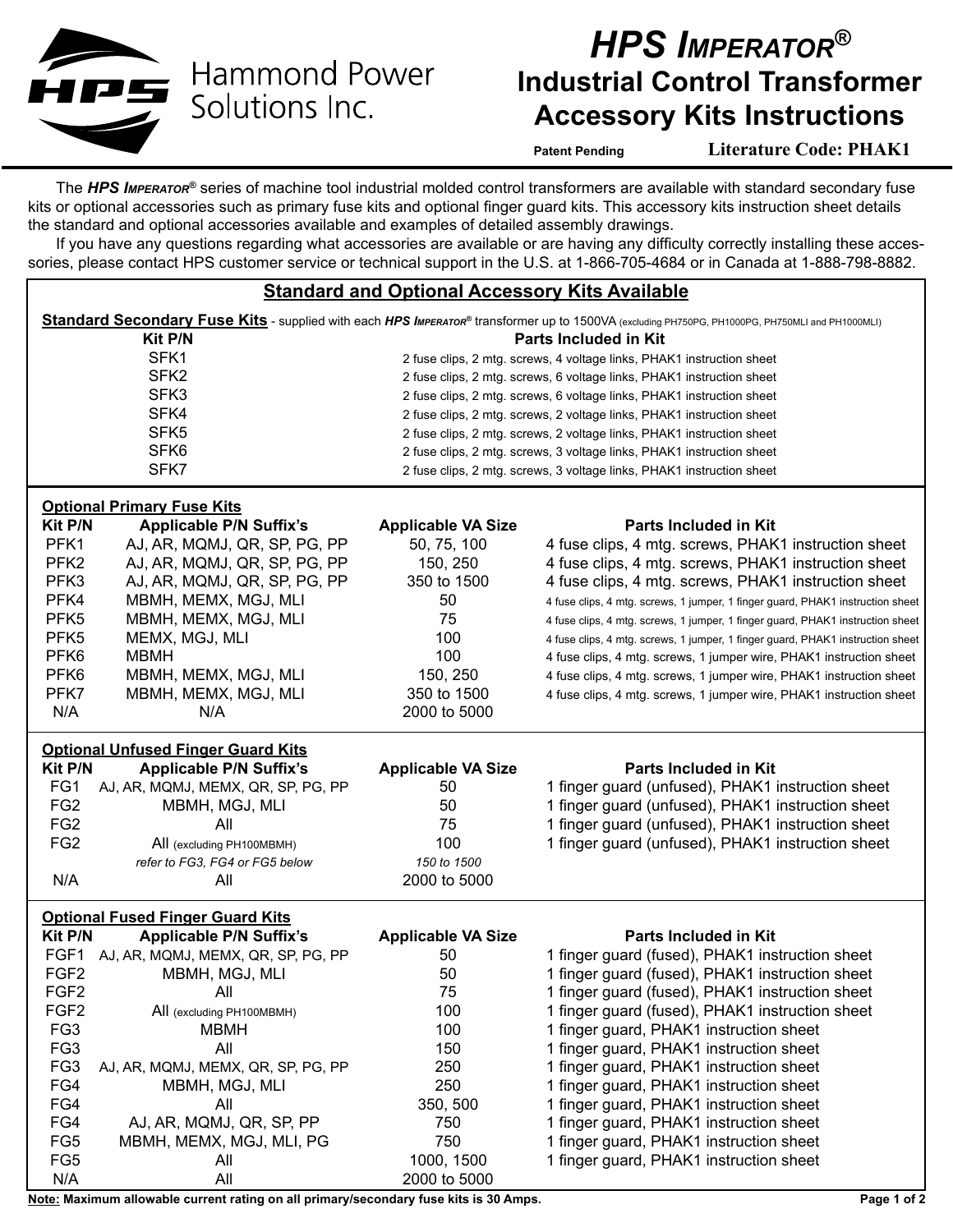Hammond Power Solutions Inc.

# *HPS IMPERATOR®* Industrial Control Transformer Accessory Kits Instructions

Patent Pending

**Literature Code: PHAK1**

The ***HPS IMPERATOR®*** series of machine tool industrial molded control transformers are available with standard secondary fuse kits or optional accessories such as primary fuse kits and optional finger guard kits. This accessory kits instruction sheet details the standard and optional accessories available and examples of detailed assembly drawings.

If you have any questions regarding what accessories are available or are having any difficulty correctly installing these accessories, please contact HPS customer service or technical support in the U.S. at 1-866-705-4684 or in Canada at 1-888-798-8882.

## Standard and Optional Accessory Kits Available

**Standard Secondary Fuse Kits** - supplied with each ***HPS IMPERATOR®*** transformer up to 1500VA (excluding PH750PG, PH1000PG, PH750MLI and PH1000MLI)

| Kit P/N | Parts Included in Kit |
|---|---|
| SFK1 | 2 fuse clips, 2 mtg. screws, 4 voltage links, PHAK1 instruction sheet |
| SFK2 | 2 fuse clips, 2 mtg. screws, 6 voltage links, PHAK1 instruction sheet |
| SFK3 | 2 fuse clips, 2 mtg. screws, 6 voltage links, PHAK1 instruction sheet |
| SFK4 | 2 fuse clips, 2 mtg. screws, 2 voltage links, PHAK1 instruction sheet |
| SFK5 | 2 fuse clips, 2 mtg. screws, 2 voltage links, PHAK1 instruction sheet |
| SFK6 | 2 fuse clips, 2 mtg. screws, 3 voltage links, PHAK1 instruction sheet |
| SFK7 | 2 fuse clips, 2 mtg. screws, 3 voltage links, PHAK1 instruction sheet |

**Optional Primary Fuse Kits**

| Kit P/N | Applicable P/N Suffix's | Applicable VA Size | Parts Included in Kit |
|---|---|---|---|
| PFK1 | AJ, AR, MQMJ, QR, SP, PG, PP | 50, 75, 100 | 4 fuse clips, 4 mtg. screws, PHAK1 instruction sheet |
| PFK2 | AJ, AR, MQMJ, QR, SP, PG, PP | 150, 250 | 4 fuse clips, 4 mtg. screws, PHAK1 instruction sheet |
| PFK3 | AJ, AR, MQMJ, QR, SP, PG, PP | 350 to 1500 | 4 fuse clips, 4 mtg. screws, PHAK1 instruction sheet |
| PFK4 | MBMH, MEMX, MGJ, MLI | 50 | 4 fuse clips, 4 mtg. screws, 1 jumper, 1 finger guard, PHAK1 instruction sheet |
| PFK5 | MBMH, MEMX, MGJ, MLI | 75 | 4 fuse clips, 4 mtg. screws, 1 jumper, 1 finger guard, PHAK1 instruction sheet |
| PFK5 | MEMX, MGJ, MLI | 100 | 4 fuse clips, 4 mtg. screws, 1 jumper, 1 finger guard, PHAK1 instruction sheet |
| PFK6 | MBMH | 100 | 4 fuse clips, 4 mtg. screws, 1 jumper wire, PHAK1 instruction sheet |
| PFK6 | MBMH, MEMX, MGJ, MLI | 150, 250 | 4 fuse clips, 4 mtg. screws, 1 jumper wire, PHAK1 instruction sheet |
| PFK7 | MBMH, MEMX, MGJ, MLI | 350 to 1500 | 4 fuse clips, 4 mtg. screws, 1 jumper wire, PHAK1 instruction sheet |
| N/A | N/A | 2000 to 5000 | |

**Optional Unfused Finger Guard Kits**

| Kit P/N | Applicable P/N Suffix's | Applicable VA Size | Parts Included in Kit |
|---|---|---|---|
| FG1 | AJ, AR, MQMJ, MEMX, QR, SP, PG, PP | 50 | 1 finger guard (unfused), PHAK1 instruction sheet |
| FG2 | MBMH, MGJ, MLI | 50 | 1 finger guard (unfused), PHAK1 instruction sheet |
| FG2 | All | 75 | 1 finger guard (unfused), PHAK1 instruction sheet |
| FG2 | All (excluding PH100MBMH) | 100 | 1 finger guard (unfused), PHAK1 instruction sheet |
| | *refer to FG3, FG4 or FG5 below* | *150 to 1500* | |
| N/A | All | 2000 to 5000 | |

**Optional Fused Finger Guard Kits**

| Kit P/N | Applicable P/N Suffix's | Applicable VA Size | Parts Included in Kit |
|---|---|---|---|
| FGF1 | AJ, AR, MQMJ, MEMX, QR, SP, PG, PP | 50 | 1 finger guard (fused), PHAK1 instruction sheet |
| FGF2 | MBMH, MGJ, MLI | 50 | 1 finger guard (fused), PHAK1 instruction sheet |
| FGF2 | All | 75 | 1 finger guard (fused), PHAK1 instruction sheet |
| FGF2 | All (excluding PH100MBMH) | 100 | 1 finger guard (fused), PHAK1 instruction sheet |
| FG3 | MBMH | 100 | 1 finger guard, PHAK1 instruction sheet |
| FG3 | All | 150 | 1 finger guard, PHAK1 instruction sheet |
| FG3 | AJ, AR, MQMJ, MEMX, QR, SP, PG, PP | 250 | 1 finger guard, PHAK1 instruction sheet |
| FG4 | MBMH, MGJ, MLI | 250 | 1 finger guard, PHAK1 instruction sheet |
| FG4 | All | 350, 500 | 1 finger guard, PHAK1 instruction sheet |
| FG4 | AJ, AR, MQMJ, QR, SP, PP | 750 | 1 finger guard, PHAK1 instruction sheet |
| FG5 | MBMH, MEMX, MGJ, MLI, PG | 750 | 1 finger guard, PHAK1 instruction sheet |
| FG5 | All | 1000, 1500 | 1 finger guard, PHAK1 instruction sheet |
| N/A | All | 2000 to 5000 | |

**Note:** **Maximum allowable current rating on all primary/secondary fuse kits is 30 Amps.**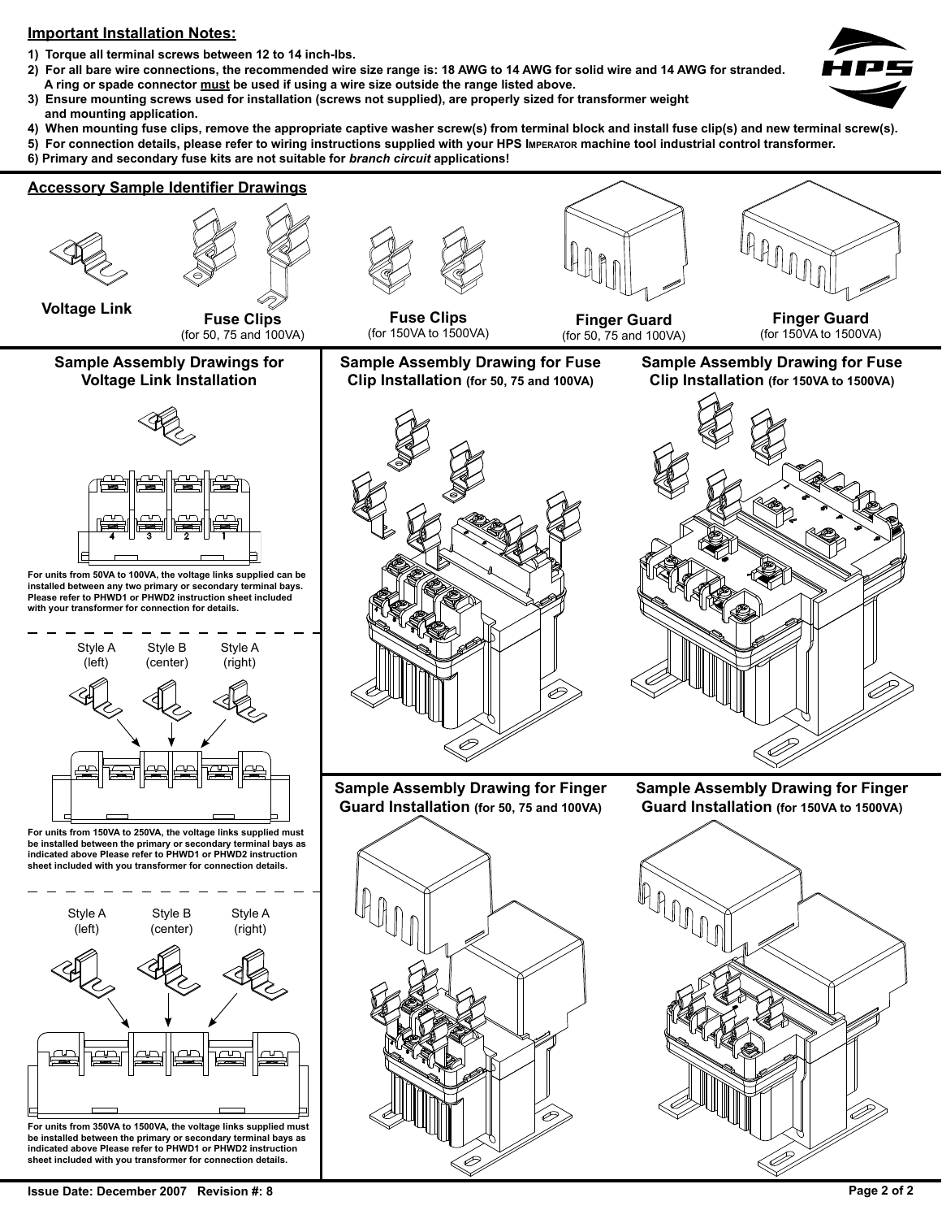## Important Installation Notes:

1) **Torque all terminal screws between 12 to 14 inch-lbs.**
2) **For all bare wire connections, the recommended wire size range is: 18 AWG to 14 AWG for solid wire and 14 AWG for stranded. A ring or spade connector must be used if using a wire size outside the range listed above.**
3) **Ensure mounting screws used for installation (screws not supplied), are properly sized for transformer weight and mounting application.**
4) **When mounting fuse clips, remove the appropriate captive washer screw(s) from terminal block and install fuse clip(s) and new terminal screw(s).**
5) **For connection details, please refer to wiring instructions supplied with your HPS IMPERATOR machine tool industrial control transformer.**
6) **Primary and secondary fuse kits are not suitable for *branch circuit* applications!**

## Accessory Sample Identifier Drawings

**Voltage Link**

**Fuse Clips**
(for 50, 75 and 100VA)

**Fuse Clips**
(for 150VA to 1500VA)

**Finger Guard**
(for 50, 75 and 100VA)

**Finger Guard**
(for 150VA to 1500VA)

### Sample Assembly Drawings for Voltage Link Installation

4 3 2 1

**For units from 50VA to 100VA, the voltage links supplied can be installed between any two primary or secondary terminal bays. Please refer to PHWD1 or PHWD2 instruction sheet included with your transformer for connection for details.**

Style A (left) Style B (center) Style A (right)

**For units from 150VA to 250VA, the voltage links supplied must be installed between the primary or secondary terminal bays as indicated above Please refer to PHWD1 or PHWD2 instruction sheet included with you transformer for connection details.**

Style A (left) Style B (center) Style A (right)

**For units from 350VA to 1500VA, the voltage links supplied must be installed between the primary or secondary terminal bays as indicated above Please refer to PHWD1 or PHWD2 instruction sheet included with you transformer for connection details.**

### Sample Assembly Drawing for Fuse Clip Installation (for 50, 75 and 100VA)

### Sample Assembly Drawing for Fuse Clip Installation (for 150VA to 1500VA)

### Sample Assembly Drawing for Finger Guard Installation (for 50, 75 and 100VA)

### Sample Assembly Drawing for Finger Guard Installation (for 150VA to 1500VA)

**Issue Date: December 2007 Revision #: 8**